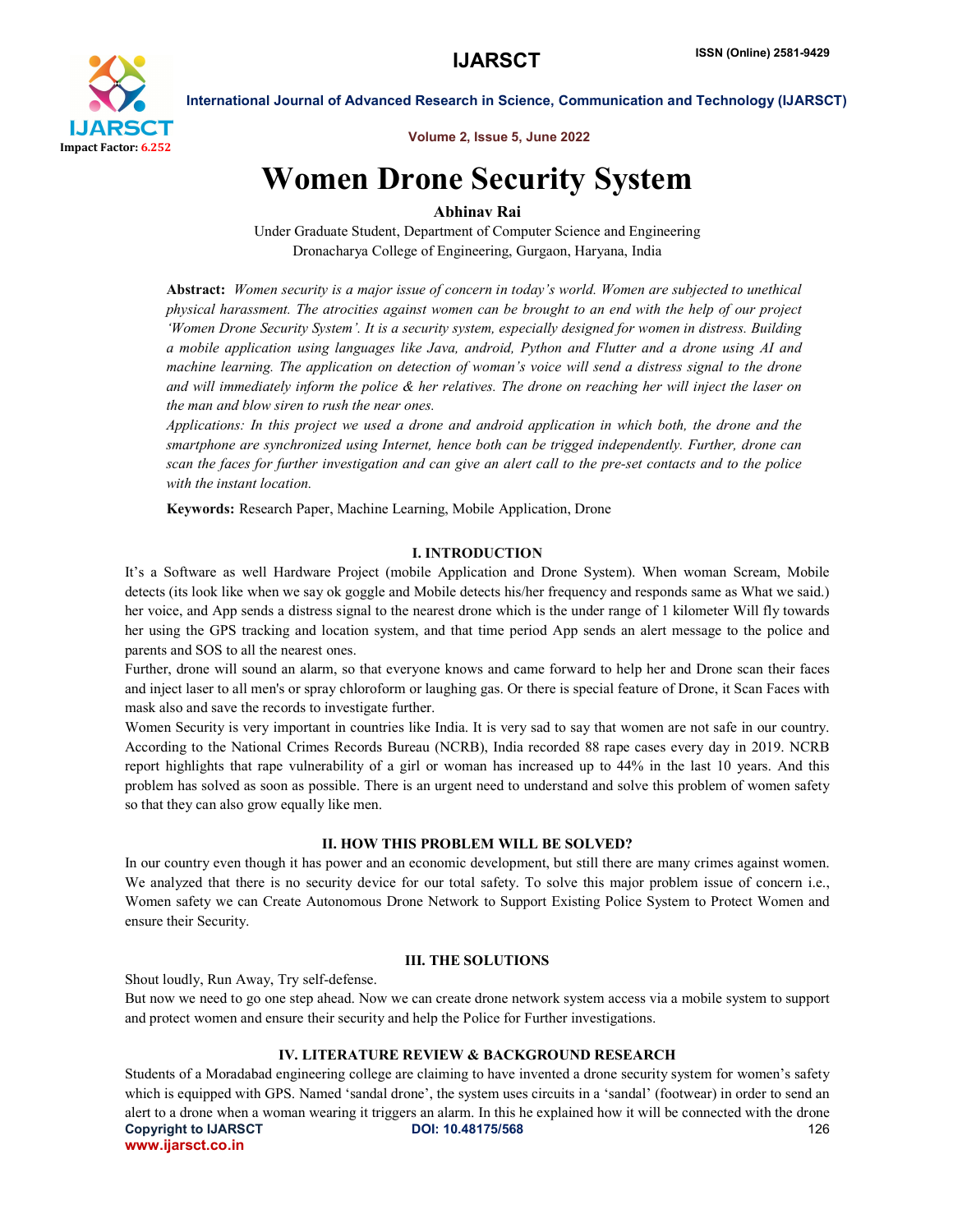# Women Drone Security System

**Abhinav Rai**

Under Graduate Student, Department of Computer Science and Engineering

Dronacharya College of Engineering, Gurgaon, Haryana, India

**Abstract:** *Women security is a major issue of concern in today's world. Women are subjected to unethical physical harassment. The atrocities against women can be brought to an end with the help of our project 'Women Drone Security System'. It is a security system, especially designed for women in distress. Building a mobile application using languages like Java, android, Python and Flutter and a drone using AI and machine learning. The application on detection of woman's voice will send a distress signal to the drone and will immediately inform the police & her relatives. The drone on reaching her will inject the laser on the man and blow siren to rush the near ones.*

*Applications: In this project we used a drone and android application in which both, the drone and the smartphone are synchronized using Internet, hence both can be trigged independently. Further, drone can scan the faces for further investigation and can give an alert call to the pre-set contacts and to the police with the instant location.*

**Keywords:** Research Paper, Machine Learning, Mobile Application, Drone

## I. INTRODUCTION

It's a Software as well Hardware Project (mobile Application and Drone System). When woman Scream, Mobile detects (its look like when we say ok goggle and Mobile detects his/her frequency and responds same as What we said.) her voice, and App sends a distress signal to the nearest drone which is the under range of 1 kilometer Will fly towards her using the GPS tracking and location system, and that time period App sends an alert message to the police and parents and SOS to all the nearest ones.

Further, drone will sound an alarm, so that everyone knows and came forward to help her and Drone scan their faces and inject laser to all men's or spray chloroform or laughing gas. Or there is special feature of Drone, it Scan Faces with mask also and save the records to investigate further.

Women Security is very important in countries like India. It is very sad to say that women are not safe in our country. According to the National Crimes Records Bureau (NCRB), India recorded 88 rape cases every day in 2019. NCRB report highlights that rape vulnerability of a girl or woman has increased up to 44% in the last 10 years. And this problem has solved as soon as possible. There is an urgent need to understand and solve this problem of women safety so that they can also grow equally like men.

## II. HOW THIS PROBLEM WILL BE SOLVED?

In our country even though it has power and an economic development, but still there are many crimes against women. We analyzed that there is no security device for our total safety. To solve this major problem issue of concern i.e., Women safety we can Create Autonomous Drone Network to Support Existing Police System to Protect Women and ensure their Security.

## III. THE SOLUTIONS

Shout loudly, Run Away, Try self-defense.

But now we need to go one step ahead. Now we can create drone network system access via a mobile system to support and protect women and ensure their security and help the Police for Further investigations.

## IV. LITERATURE REVIEW & BACKGROUND RESEARCH

Students of a Moradabad engineering college are claiming to have invented a drone security system for women's safety which is equipped with GPS. Named 'sandal drone', the system uses circuits in a 'sandal' (footwear) in order to send an alert to a drone when a woman wearing it triggers an alarm. In this he explained how it will be connected with the drone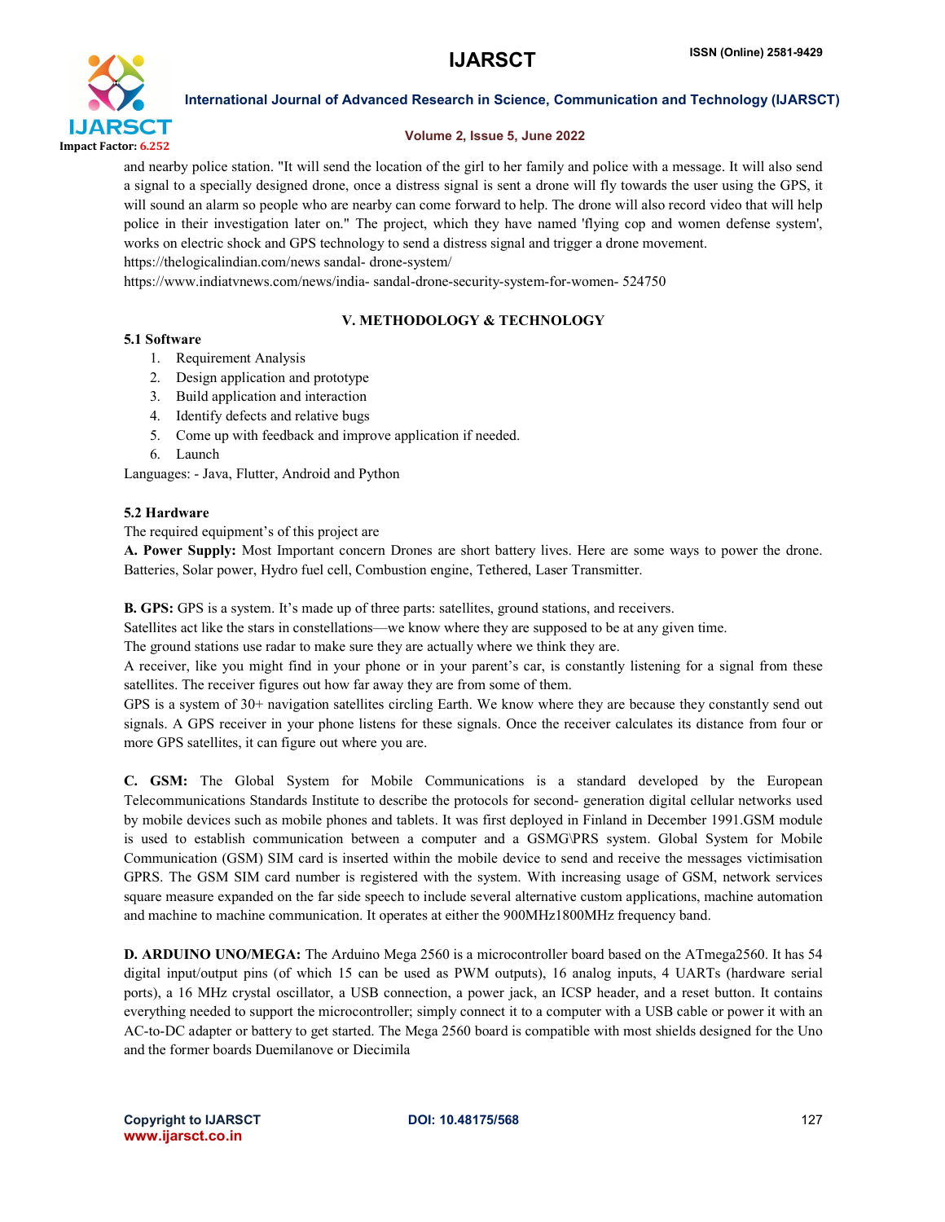and nearby police station. "It will send the location of the girl to her family and police with a message. It will also send a signal to a specially designed drone, once a distress signal is sent a drone will fly towards the user using the GPS, it will sound an alarm so people who are nearby can come forward to help. The drone will also record video that will help police in their investigation later on." The project, which they have named 'flying cop and women defense system', works on electric shock and GPS technology to send a distress signal and trigger a drone movement.

https://thelogicalindian.com/news sandal- drone-system/

https://www.indiatvnews.com/news/india- sandal-drone-security-system-for-women- 524750

## V. METHODOLOGY & TECHNOLOGY

### 5.1 Software

1. Requirement Analysis
2. Design application and prototype
3. Build application and interaction
4. Identify defects and relative bugs
5. Come up with feedback and improve application if needed.
6. Launch

Languages: - Java, Flutter, Android and Python

### 5.2 Hardware

The required equipment's of this project are

**A. Power Supply:** Most Important concern Drones are short battery lives. Here are some ways to power the drone. Batteries, Solar power, Hydro fuel cell, Combustion engine, Tethered, Laser Transmitter.

**B. GPS:** GPS is a system. It's made up of three parts: satellites, ground stations, and receivers.

Satellites act like the stars in constellations—we know where they are supposed to be at any given time.

The ground stations use radar to make sure they are actually where we think they are.

A receiver, like you might find in your phone or in your parent's car, is constantly listening for a signal from these satellites. The receiver figures out how far away they are from some of them.

GPS is a system of 30+ navigation satellites circling Earth. We know where they are because they constantly send out signals. A GPS receiver in your phone listens for these signals. Once the receiver calculates its distance from four or more GPS satellites, it can figure out where you are.

**C. GSM:** The Global System for Mobile Communications is a standard developed by the European Telecommunications Standards Institute to describe the protocols for second- generation digital cellular networks used by mobile devices such as mobile phones and tablets. It was first deployed in Finland in December 1991.GSM module is used to establish communication between a computer and a GSMG\PRS system. Global System for Mobile Communication (GSM) SIM card is inserted within the mobile device to send and receive the messages victimisation GPRS. The GSM SIM card number is registered with the system. With increasing usage of GSM, network services square measure expanded on the far side speech to include several alternative custom applications, machine automation and machine to machine communication. It operates at either the 900MHz1800MHz frequency band.

**D. ARDUINO UNO/MEGA:** The Arduino Mega 2560 is a microcontroller board based on the ATmega2560. It has 54 digital input/output pins (of which 15 can be used as PWM outputs), 16 analog inputs, 4 UARTs (hardware serial ports), a 16 MHz crystal oscillator, a USB connection, a power jack, an ICSP header, and a reset button. It contains everything needed to support the microcontroller; simply connect it to a computer with a USB cable or power it with an AC-to-DC adapter or battery to get started. The Mega 2560 board is compatible with most shields designed for the Uno and the former boards Duemilanove or Diecimila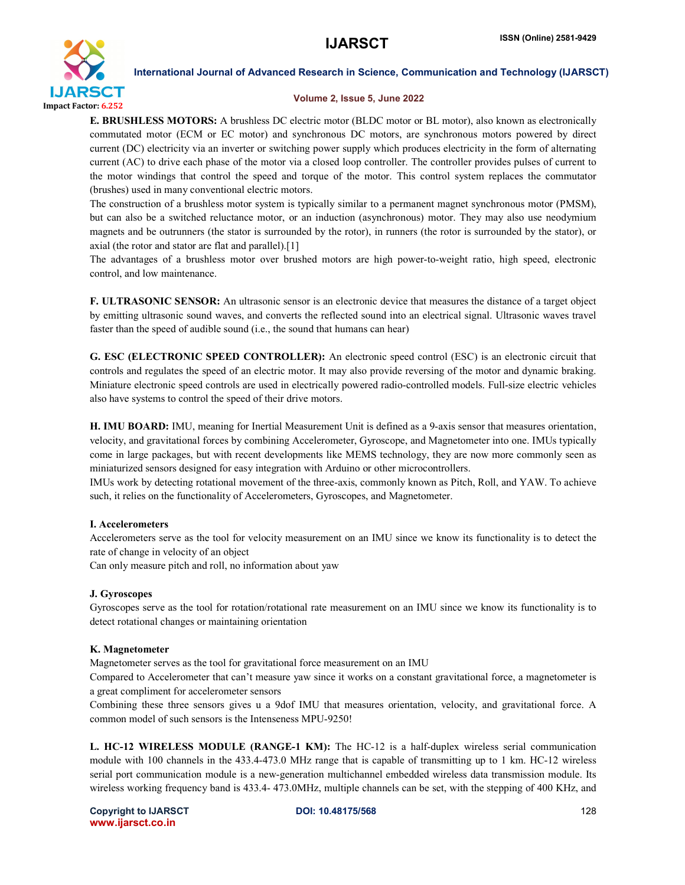**E. BRUSHLESS MOTORS:** A brushless DC electric motor (BLDC motor or BL motor), also known as electronically commutated motor (ECM or EC motor) and synchronous DC motors, are synchronous motors powered by direct current (DC) electricity via an inverter or switching power supply which produces electricity in the form of alternating current (AC) to drive each phase of the motor via a closed loop controller. The controller provides pulses of current to the motor windings that control the speed and torque of the motor. This control system replaces the commutator (brushes) used in many conventional electric motors.

The construction of a brushless motor system is typically similar to a permanent magnet synchronous motor (PMSM), but can also be a switched reluctance motor, or an induction (asynchronous) motor. They may also use neodymium magnets and be outrunners (the stator is surrounded by the rotor), in runners (the rotor is surrounded by the stator), or axial (the rotor and stator are flat and parallel).[1]

The advantages of a brushless motor over brushed motors are high power-to-weight ratio, high speed, electronic control, and low maintenance.

**F. ULTRASONIC SENSOR:** An ultrasonic sensor is an electronic device that measures the distance of a target object by emitting ultrasonic sound waves, and converts the reflected sound into an electrical signal. Ultrasonic waves travel faster than the speed of audible sound (i.e., the sound that humans can hear)

**G. ESC (ELECTRONIC SPEED CONTROLLER):** An electronic speed control (ESC) is an electronic circuit that controls and regulates the speed of an electric motor. It may also provide reversing of the motor and dynamic braking. Miniature electronic speed controls are used in electrically powered radio-controlled models. Full-size electric vehicles also have systems to control the speed of their drive motors.

**H. IMU BOARD:** IMU, meaning for Inertial Measurement Unit is defined as a 9-axis sensor that measures orientation, velocity, and gravitational forces by combining Accelerometer, Gyroscope, and Magnetometer into one. IMUs typically come in large packages, but with recent developments like MEMS technology, they are now more commonly seen as miniaturized sensors designed for easy integration with Arduino or other microcontrollers.

IMUs work by detecting rotational movement of the three-axis, commonly known as Pitch, Roll, and YAW. To achieve such, it relies on the functionality of Accelerometers, Gyroscopes, and Magnetometer.

**I. Accelerometers**

Accelerometers serve as the tool for velocity measurement on an IMU since we know its functionality is to detect the rate of change in velocity of an object

Can only measure pitch and roll, no information about yaw

**J. Gyroscopes**

Gyroscopes serve as the tool for rotation/rotational rate measurement on an IMU since we know its functionality is to detect rotational changes or maintaining orientation

**K. Magnetometer**

Magnetometer serves as the tool for gravitational force measurement on an IMU

Compared to Accelerometer that can't measure yaw since it works on a constant gravitational force, a magnetometer is a great compliment for accelerometer sensors

Combining these three sensors gives u a 9dof IMU that measures orientation, velocity, and gravitational force. A common model of such sensors is the Intenseness MPU-9250!

**L. HC-12 WIRELESS MODULE (RANGE-1 KM):** The HC-12 is a half-duplex wireless serial communication module with 100 channels in the 433.4-473.0 MHz range that is capable of transmitting up to 1 km. HC-12 wireless serial port communication module is a new-generation multichannel embedded wireless data transmission module. Its wireless working frequency band is 433.4- 473.0MHz, multiple channels can be set, with the stepping of 400 KHz, and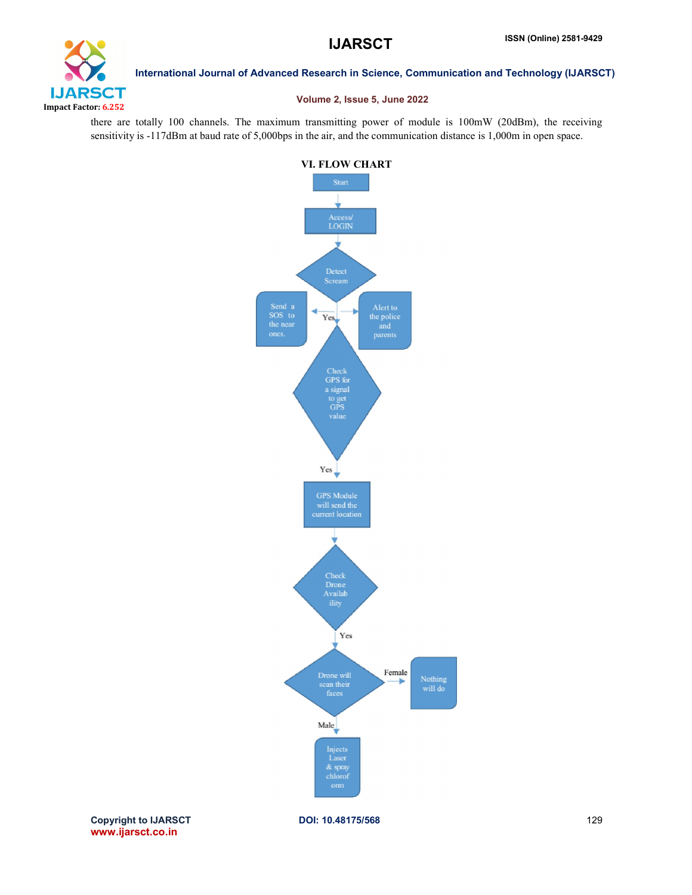there are totally 100 channels. The maximum transmitting power of module is 100mW (20dBm), the receiving sensitivity is -117dBm at baud rate of 5,000bps in the air, and the communication distance is 1,000m in open space.

## VI. FLOW CHART

Start

Access/ LOGIN

Detect Scream

Yes

Send a SOS to the near ones.

Alert to the police and parents

Check GPS for a signal to get GPS value

Yes

GPS Module will send the current location

Check Drone Availability

Yes

Drone will scan their faces

Female

Nothing will do

Male

Injects Laser & spray chloroform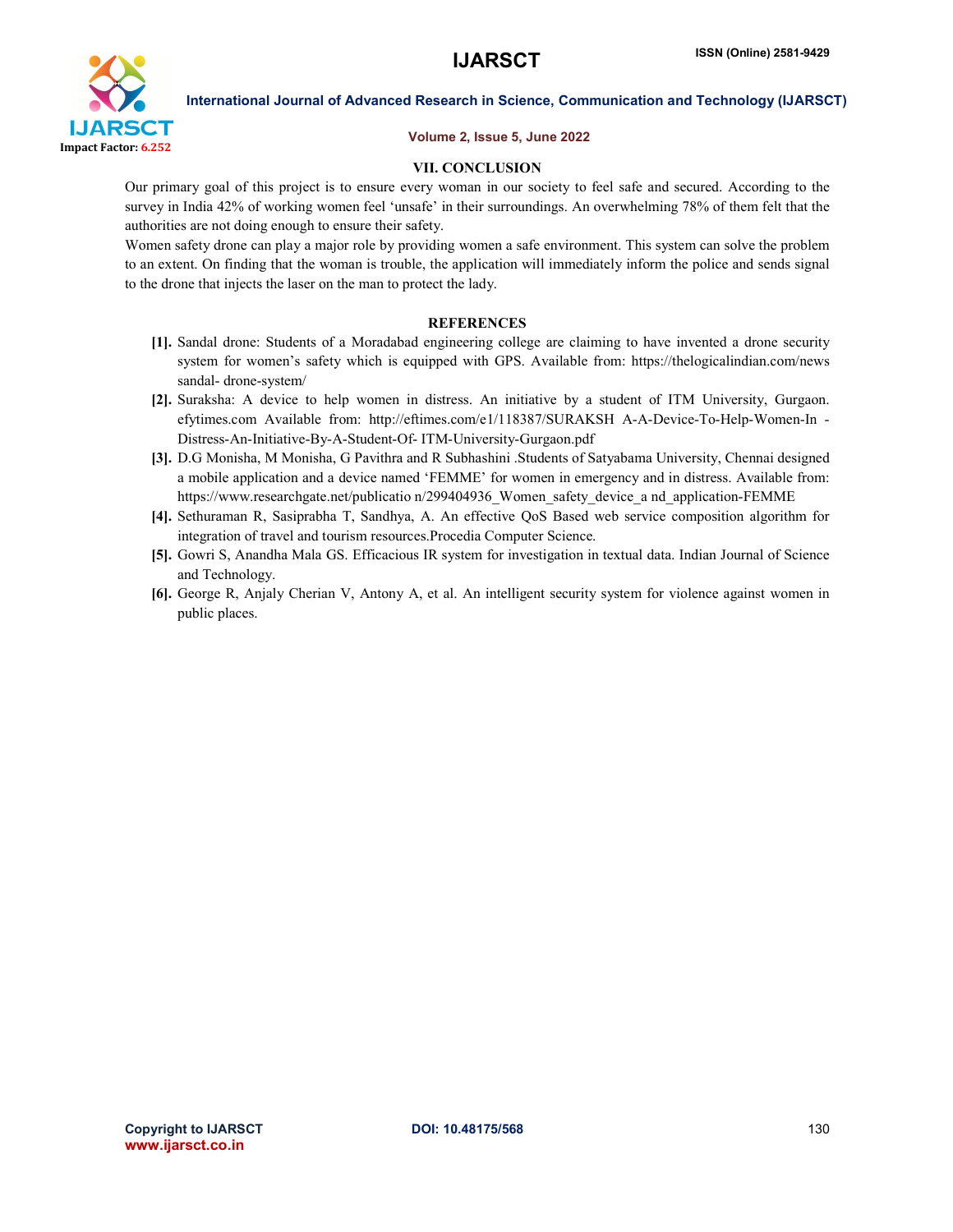## VII. CONCLUSION

Our primary goal of this project is to ensure every woman in our society to feel safe and secured. According to the survey in India 42% of working women feel 'unsafe' in their surroundings. An overwhelming 78% of them felt that the authorities are not doing enough to ensure their safety.

Women safety drone can play a major role by providing women a safe environment. This system can solve the problem to an extent. On finding that the woman is trouble, the application will immediately inform the police and sends signal to the drone that injects the laser on the man to protect the lady.

## REFERENCES

- **[1].** Sandal drone: Students of a Moradabad engineering college are claiming to have invented a drone security system for women's safety which is equipped with GPS. Available from: https://thelogicalindian.com/news sandal- drone-system/
- **[2].** Suraksha: A device to help women in distress. An initiative by a student of ITM University, Gurgaon. efytimes.com Available from: http://eftimes.com/e1/118387/SURAKSH A-A-Device-To-Help-Women-In - Distress-An-Initiative-By-A-Student-Of- ITM-University-Gurgaon.pdf
- **[3].** D.G Monisha, M Monisha, G Pavithra and R Subhashini .Students of Satyabama University, Chennai designed a mobile application and a device named 'FEMME' for women in emergency and in distress. Available from: https://www.researchgate.net/publicatio n/299404936_Women_safety_device_a nd_application-FEMME
- **[4].** Sethuraman R, Sasiprabha T, Sandhya, A. An effective QoS Based web service composition algorithm for integration of travel and tourism resources.Procedia Computer Science.
- **[5].** Gowri S, Anandha Mala GS. Efficacious IR system for investigation in textual data. Indian Journal of Science and Technology.
- **[6].** George R, Anjaly Cherian V, Antony A, et al. An intelligent security system for violence against women in public places.